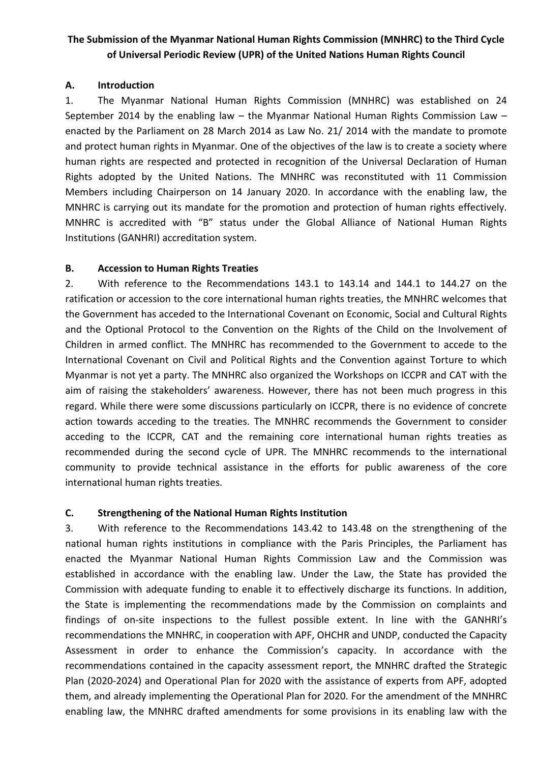# The Submission of the Myanmar National Human Rights Commission (MNHRC) to the Third Cycle of Universal Periodic Review (UPR) of the United Nations Human Rights Council

## A. Introduction

1. The Myanmar National Human Rights Commission (MNHRC) was established on 24 September 2014 by the enabling law – the Myanmar National Human Rights Commission Law – enacted by the Parliament on 28 March 2014 as Law No. 21/ 2014 with the mandate to promote and protect human rights in Myanmar. One of the objectives of the law is to create a society where human rights are respected and protected in recognition of the Universal Declaration of Human Rights adopted by the United Nations. The MNHRC was reconstituted with 11 Commission Members including Chairperson on 14 January 2020. In accordance with the enabling law, the MNHRC is carrying out its mandate for the promotion and protection of human rights effectively. MNHRC is accredited with "B" status under the Global Alliance of National Human Rights Institutions (GANHRI) accreditation system.

## B. Accession to Human Rights Treaties

2. With reference to the Recommendations 143.1 to 143.14 and 144.1 to 144.27 on the ratification or accession to the core international human rights treaties, the MNHRC welcomes that the Government has acceded to the International Covenant on Economic, Social and Cultural Rights and the Optional Protocol to the Convention on the Rights of the Child on the Involvement of Children in armed conflict. The MNHRC has recommended to the Government to accede to the International Covenant on Civil and Political Rights and the Convention against Torture to which Myanmar is not yet a party. The MNHRC also organized the Workshops on ICCPR and CAT with the aim of raising the stakeholders' awareness. However, there has not been much progress in this regard. While there were some discussions particularly on ICCPR, there is no evidence of concrete action towards acceding to the treaties. The MNHRC recommends the Government to consider acceding to the ICCPR, CAT and the remaining core international human rights treaties as recommended during the second cycle of UPR. The MNHRC recommends to the international community to provide technical assistance in the efforts for public awareness of the core international human rights treaties.

## C. Strengthening of the National Human Rights Institution

3. With reference to the Recommendations 143.42 to 143.48 on the strengthening of the national human rights institutions in compliance with the Paris Principles, the Parliament has enacted the Myanmar National Human Rights Commission Law and the Commission was established in accordance with the enabling law. Under the Law, the State has provided the Commission with adequate funding to enable it to effectively discharge its functions. In addition, the State is implementing the recommendations made by the Commission on complaints and findings of on-site inspections to the fullest possible extent. In line with the GANHRI's recommendations the MNHRC, in cooperation with APF, OHCHR and UNDP, conducted the Capacity Assessment in order to enhance the Commission's capacity. In accordance with the recommendations contained in the capacity assessment report, the MNHRC drafted the Strategic Plan (2020-2024) and Operational Plan for 2020 with the assistance of experts from APF, adopted them, and already implementing the Operational Plan for 2020. For the amendment of the MNHRC enabling law, the MNHRC drafted amendments for some provisions in its enabling law with the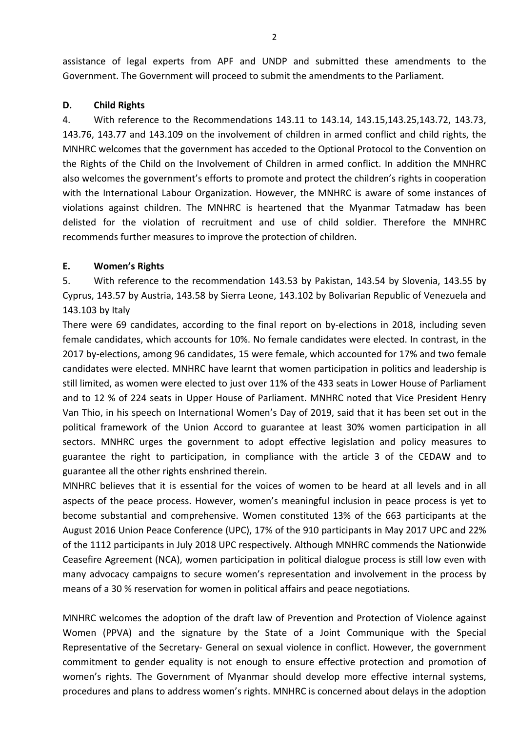assistance of legal experts from APF and UNDP and submitted these amendments to the Government. The Government will proceed to submit the amendments to the Parliament.

### D. Child Rights

4. With reference to the Recommendations 143.11 to 143.14, 143.15,143.25,143.72, 143.73, 143.76, 143.77 and 143.109 on the involvement of children in armed conflict and child rights, the MNHRC welcomes that the government has acceded to the Optional Protocol to the Convention on the Rights of the Child on the Involvement of Children in armed conflict. In addition the MNHRC also welcomes the government's efforts to promote and protect the children's rights in cooperation with the International Labour Organization. However, the MNHRC is aware of some instances of violations against children. The MNHRC is heartened that the Myanmar Tatmadaw has been delisted for the violation of recruitment and use of child soldier. Therefore the MNHRC recommends further measures to improve the protection of children.

### E. Women's Rights

5. With reference to the recommendation 143.53 by Pakistan, 143.54 by Slovenia, 143.55 by Cyprus, 143.57 by Austria, 143.58 by Sierra Leone, 143.102 by Bolivarian Republic of Venezuela and 143.103 by Italy

There were 69 candidates, according to the final report on by-elections in 2018, including seven female candidates, which accounts for 10%. No female candidates were elected. In contrast, in the 2017 by-elections, among 96 candidates, 15 were female, which accounted for 17% and two female candidates were elected. MNHRC have learnt that women participation in politics and leadership is still limited, as women were elected to just over 11% of the 433 seats in Lower House of Parliament and to 12 % of 224 seats in Upper House of Parliament. MNHRC noted that Vice President Henry Van Thio, in his speech on International Women's Day of 2019, said that it has been set out in the political framework of the Union Accord to guarantee at least 30% women participation in all sectors. MNHRC urges the government to adopt effective legislation and policy measures to guarantee the right to participation, in compliance with the article 3 of the CEDAW and to guarantee all the other rights enshrined therein.

MNHRC believes that it is essential for the voices of women to be heard at all levels and in all aspects of the peace process. However, women's meaningful inclusion in peace process is yet to become substantial and comprehensive. Women constituted 13% of the 663 participants at the August 2016 Union Peace Conference (UPC), 17% of the 910 participants in May 2017 UPC and 22% of the 1112 participants in July 2018 UPC respectively. Although MNHRC commends the Nationwide Ceasefire Agreement (NCA), women participation in political dialogue process is still low even with many advocacy campaigns to secure women's representation and involvement in the process by means of a 30 % reservation for women in political affairs and peace negotiations.

MNHRC welcomes the adoption of the draft law of Prevention and Protection of Violence against Women (PPVA) and the signature by the State of a Joint Communique with the Special Representative of the Secretary- General on sexual violence in conflict. However, the government commitment to gender equality is not enough to ensure effective protection and promotion of women's rights. The Government of Myanmar should develop more effective internal systems, procedures and plans to address women's rights. MNHRC is concerned about delays in the adoption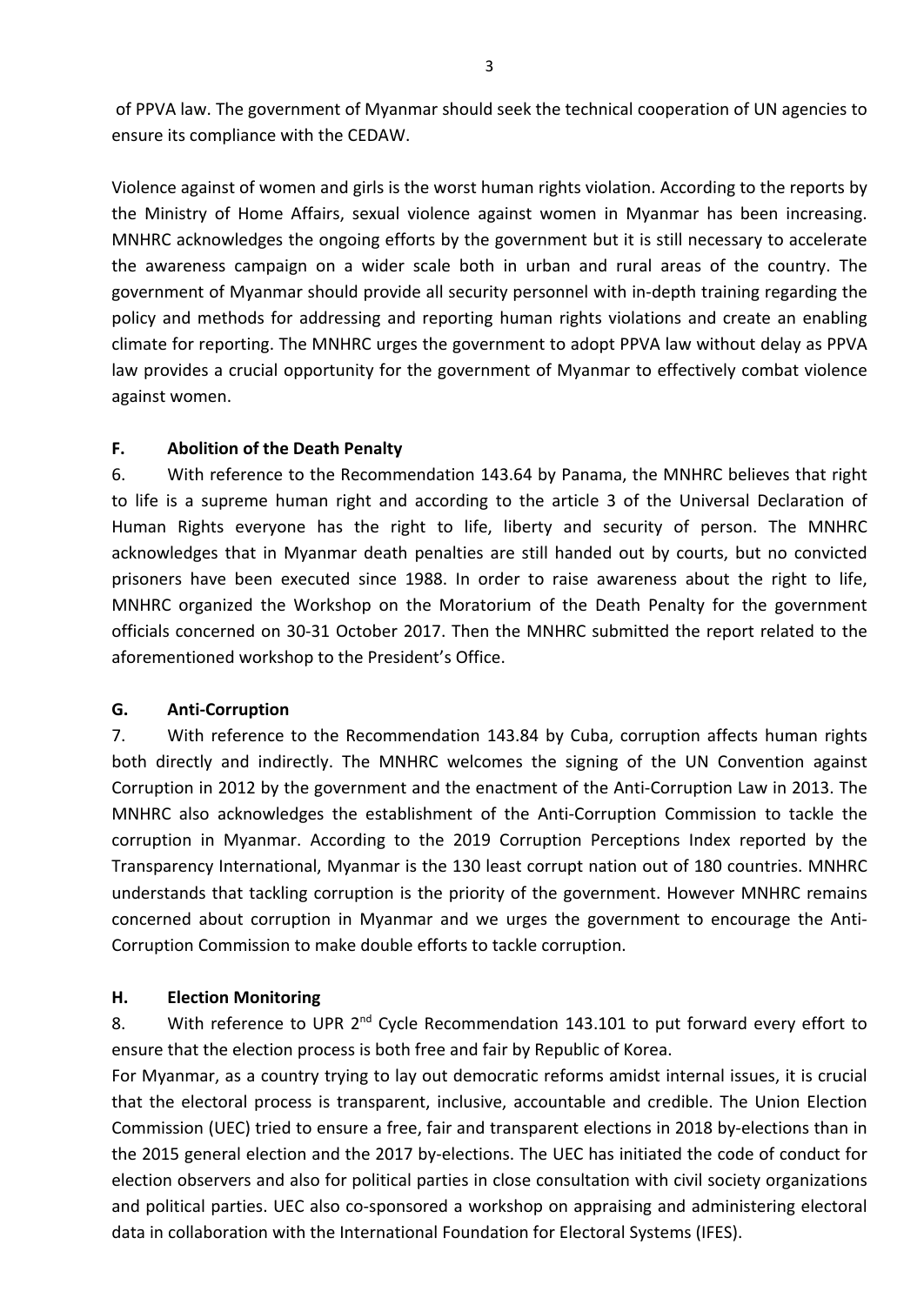of PPVA law. The government of Myanmar should seek the technical cooperation of UN agencies to ensure its compliance with the CEDAW.

Violence against of women and girls is the worst human rights violation. According to the reports by the Ministry of Home Affairs, sexual violence against women in Myanmar has been increasing. MNHRC acknowledges the ongoing efforts by the government but it is still necessary to accelerate the awareness campaign on a wider scale both in urban and rural areas of the country. The government of Myanmar should provide all security personnel with in-depth training regarding the policy and methods for addressing and reporting human rights violations and create an enabling climate for reporting. The MNHRC urges the government to adopt PPVA law without delay as PPVA law provides a crucial opportunity for the government of Myanmar to effectively combat violence against women.

### F. Abolition of the Death Penalty

6. With reference to the Recommendation 143.64 by Panama, the MNHRC believes that right to life is a supreme human right and according to the article 3 of the Universal Declaration of Human Rights everyone has the right to life, liberty and security of person. The MNHRC acknowledges that in Myanmar death penalties are still handed out by courts, but no convicted prisoners have been executed since 1988. In order to raise awareness about the right to life, MNHRC organized the Workshop on the Moratorium of the Death Penalty for the government officials concerned on 30-31 October 2017. Then the MNHRC submitted the report related to the aforementioned workshop to the President's Office.

### G. Anti-Corruption

7. With reference to the Recommendation 143.84 by Cuba, corruption affects human rights both directly and indirectly. The MNHRC welcomes the signing of the UN Convention against Corruption in 2012 by the government and the enactment of the Anti-Corruption Law in 2013. The MNHRC also acknowledges the establishment of the Anti-Corruption Commission to tackle the corruption in Myanmar. According to the 2019 Corruption Perceptions Index reported by the Transparency International, Myanmar is the 130 least corrupt nation out of 180 countries. MNHRC understands that tackling corruption is the priority of the government. However MNHRC remains concerned about corruption in Myanmar and we urges the government to encourage the Anti-Corruption Commission to make double efforts to tackle corruption.

### H. Election Monitoring

8. With reference to UPR 2nd Cycle Recommendation 143.101 to put forward every effort to ensure that the election process is both free and fair by Republic of Korea.

For Myanmar, as a country trying to lay out democratic reforms amidst internal issues, it is crucial that the electoral process is transparent, inclusive, accountable and credible. The Union Election Commission (UEC) tried to ensure a free, fair and transparent elections in 2018 by-elections than in the 2015 general election and the 2017 by-elections. The UEC has initiated the code of conduct for election observers and also for political parties in close consultation with civil society organizations and political parties. UEC also co-sponsored a workshop on appraising and administering electoral data in collaboration with the International Foundation for Electoral Systems (IFES).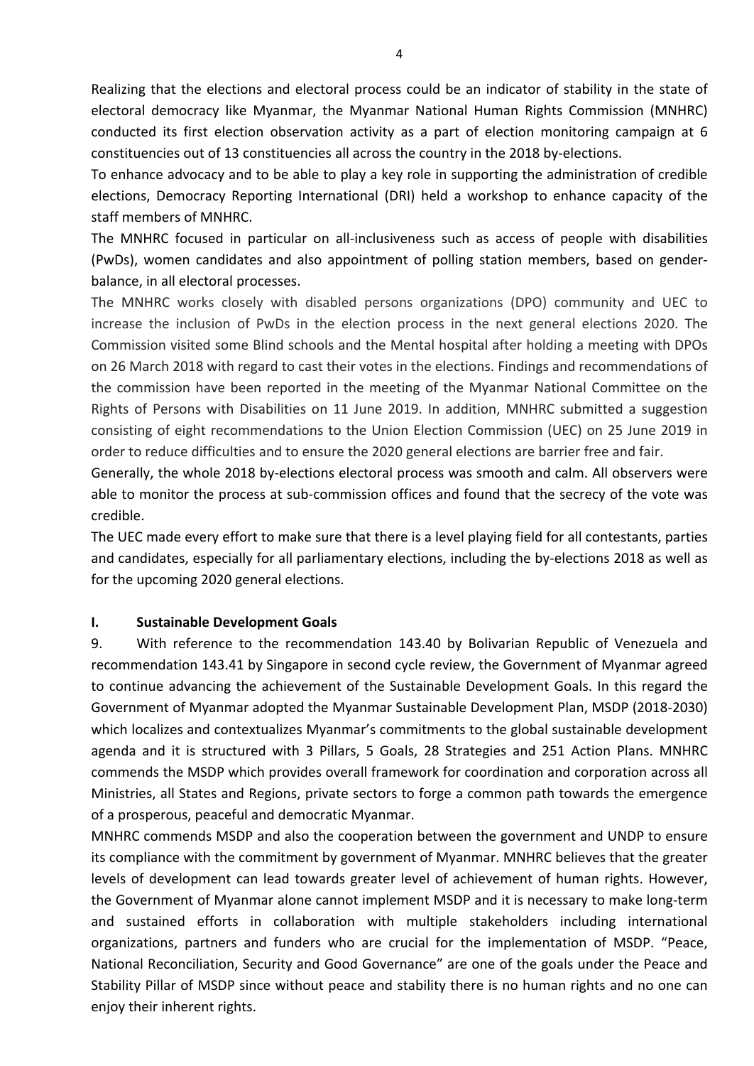Realizing that the elections and electoral process could be an indicator of stability in the state of electoral democracy like Myanmar, the Myanmar National Human Rights Commission (MNHRC) conducted its first election observation activity as a part of election monitoring campaign at 6 constituencies out of 13 constituencies all across the country in the 2018 by-elections.

To enhance advocacy and to be able to play a key role in supporting the administration of credible elections, Democracy Reporting International (DRI) held a workshop to enhance capacity of the staff members of MNHRC.

The MNHRC focused in particular on all-inclusiveness such as access of people with disabilities (PwDs), women candidates and also appointment of polling station members, based on gender-balance, in all electoral processes.

The MNHRC works closely with disabled persons organizations (DPO) community and UEC to increase the inclusion of PwDs in the election process in the next general elections 2020. The Commission visited some Blind schools and the Mental hospital after holding a meeting with DPOs on 26 March 2018 with regard to cast their votes in the elections. Findings and recommendations of the commission have been reported in the meeting of the Myanmar National Committee on the Rights of Persons with Disabilities on 11 June 2019. In addition, MNHRC submitted a suggestion consisting of eight recommendations to the Union Election Commission (UEC) on 25 June 2019 in order to reduce difficulties and to ensure the 2020 general elections are barrier free and fair.

Generally, the whole 2018 by-elections electoral process was smooth and calm. All observers were able to monitor the process at sub-commission offices and found that the secrecy of the vote was credible.

The UEC made every effort to make sure that there is a level playing field for all contestants, parties and candidates, especially for all parliamentary elections, including the by-elections 2018 as well as for the upcoming 2020 general elections.

## I. Sustainable Development Goals

9. With reference to the recommendation 143.40 by Bolivarian Republic of Venezuela and recommendation 143.41 by Singapore in second cycle review, the Government of Myanmar agreed to continue advancing the achievement of the Sustainable Development Goals. In this regard the Government of Myanmar adopted the Myanmar Sustainable Development Plan, MSDP (2018-2030) which localizes and contextualizes Myanmar's commitments to the global sustainable development agenda and it is structured with 3 Pillars, 5 Goals, 28 Strategies and 251 Action Plans. MNHRC commends the MSDP which provides overall framework for coordination and corporation across all Ministries, all States and Regions, private sectors to forge a common path towards the emergence of a prosperous, peaceful and democratic Myanmar.

MNHRC commends MSDP and also the cooperation between the government and UNDP to ensure its compliance with the commitment by government of Myanmar. MNHRC believes that the greater levels of development can lead towards greater level of achievement of human rights. However, the Government of Myanmar alone cannot implement MSDP and it is necessary to make long-term and sustained efforts in collaboration with multiple stakeholders including international organizations, partners and funders who are crucial for the implementation of MSDP. "Peace, National Reconciliation, Security and Good Governance" are one of the goals under the Peace and Stability Pillar of MSDP since without peace and stability there is no human rights and no one can enjoy their inherent rights.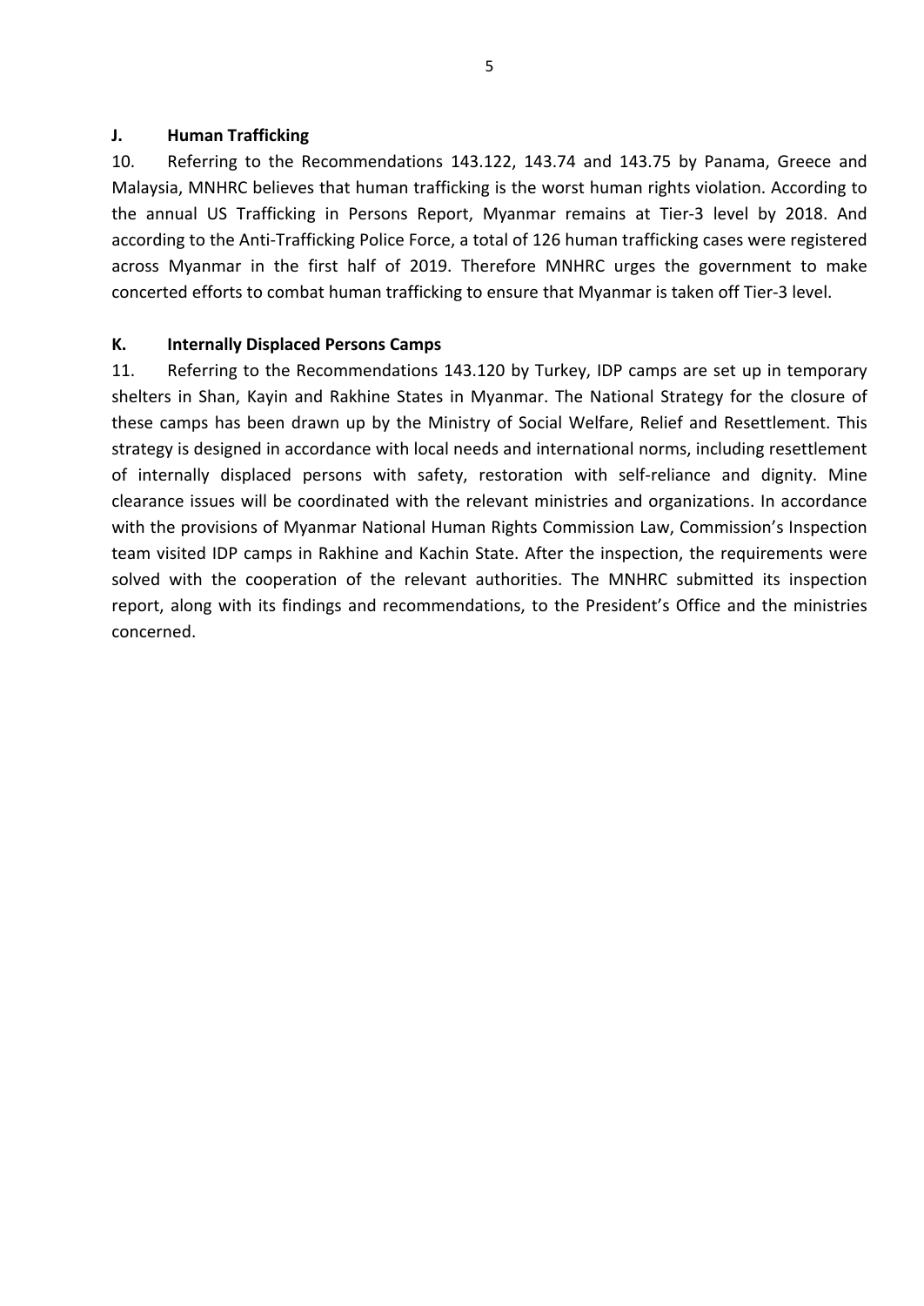## J. Human Trafficking

10. Referring to the Recommendations 143.122, 143.74 and 143.75 by Panama, Greece and Malaysia, MNHRC believes that human trafficking is the worst human rights violation. According to the annual US Trafficking in Persons Report, Myanmar remains at Tier-3 level by 2018. And according to the Anti-Trafficking Police Force, a total of 126 human trafficking cases were registered across Myanmar in the first half of 2019. Therefore MNHRC urges the government to make concerted efforts to combat human trafficking to ensure that Myanmar is taken off Tier-3 level.

## K. Internally Displaced Persons Camps

11. Referring to the Recommendations 143.120 by Turkey, IDP camps are set up in temporary shelters in Shan, Kayin and Rakhine States in Myanmar. The National Strategy for the closure of these camps has been drawn up by the Ministry of Social Welfare, Relief and Resettlement. This strategy is designed in accordance with local needs and international norms, including resettlement of internally displaced persons with safety, restoration with self-reliance and dignity. Mine clearance issues will be coordinated with the relevant ministries and organizations. In accordance with the provisions of Myanmar National Human Rights Commission Law, Commission's Inspection team visited IDP camps in Rakhine and Kachin State. After the inspection, the requirements were solved with the cooperation of the relevant authorities. The MNHRC submitted its inspection report, along with its findings and recommendations, to the President's Office and the ministries concerned.